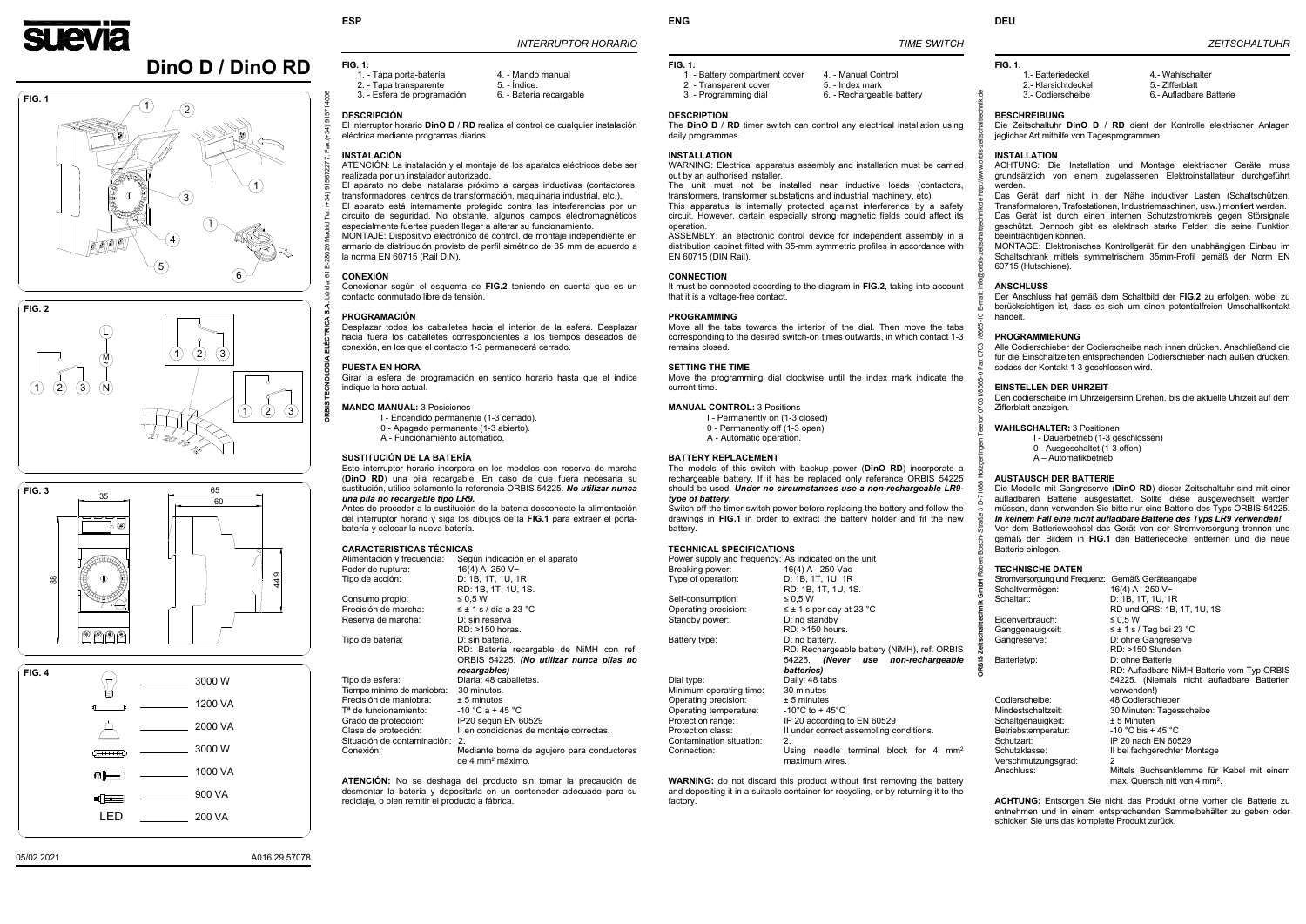# suevia

# DinO D / DinO RD

FIG. 1

FIG. 2

FIG. 3

FIG. 4

| | |
|---|---|
| | 3000 W |
| | 1200 VA |
| | 2000 VA |
| | 3000 W |
| | 1000 VA |
| | 900 VA |
| LED | 200 VA |

05/02.2021 A016.29.57078

## ESP

### INTERRUPTOR HORARIO

**FIG. 1:**

1. - Tapa porta-batería
2. - Tapa transparente
3. - Esfera de programación
4. - Mando manual
5. - Índice.
6. - Batería recargable

**DESCRIPCIÓN**

El interruptor horario **DinO D** / **RD** realiza el control de cualquier instalación eléctrica mediante programas diarios.

**INSTALACIÓN**

ATENCIÓN: La instalación y el montaje de los aparatos eléctricos debe ser realizada por un instalador autorizado.

El aparato no debe instalarse próximo a cargas inductivas (contactores, transformadores, centros de transformación, maquinaria industrial, etc.).

El aparato está internamente protegido contra las interferencias por un circuito de seguridad. No obstante, algunos campos electromagnéticos especialmente fuertes pueden llegar a alterar su funcionamiento.

MONTAJE: Dispositivo electrónico de control, de montaje independiente en armario de distribución provisto de perfil simétrico de 35 mm de acuerdo a la norma EN 60715 (Rail DIN).

**CONEXIÓN**

Conexionar según el esquema de **FIG.2** teniendo en cuenta que es un contacto conmutado libre de tensión.

**PROGRAMACIÓN**

Desplazar todos los caballetes hacia el interior de la esfera. Desplazar hacia fuera los caballetes correspondientes a los tiempos deseados de conexión, en los que el contacto 1-3 permanecerá cerrado.

**PUESTA EN HORA**

Girar la esfera de programación en sentido horario hasta que el índice indique la hora actual.

**MANDO MANUAL:** 3 Posiciones

- I - Encendido permanente (1-3 cerrado).
- 0 - Apagado permanente (1-3 abierto).
- A - Funcionamiento automático.

**SUSTITUCIÓN DE LA BATERÍA**

Este interruptor horario incorpora en los modelos con reserva de marcha (**DinO RD**) una pila recargable. En caso de que fuera necesaria su sustitución, utilice solamente la referencia ORBIS 54225. ***No utilizar nunca una pila no recargable tipo LR9.***

Antes de proceder a la sustitución de la batería desconecte la alimentación del interruptor horario y siga los dibujos de la **FIG.1** para extraer el porta-batería y colocar la nueva batería.

**CARACTERISTICAS TÉCNICAS**

| | |
|---|---|
| Alimentación y frecuencia: | Según indicación en el aparato |
| Poder de ruptura: | 16(4) A 250 V~ |
| Tipo de acción: | D: 1B, 1T, 1U, 1R<br>RD: 1B, 1T, 1U, 1S. |
| Consumo propio: | ≤ 0,5 W |
| Precisión de marcha: | ≤ ± 1 s / día a 23 °C |
| Reserva de marcha: | D: sin reserva<br>RD: >150 horas. |
| Tipo de batería: | D: sin batería.<br>RD: Batería recargable de NiMH con ref. ORBIS 54225. ***(No utilizar nunca pilas no recargables)*** |
| Tipo de esfera: | Diaria: 48 caballetes. |
| Tiempo mínimo de maniobra: | 30 minutos. |
| Precisión de maniobra: | ± 5 minutos |
| Tª de funcionamiento: | -10 °C a + 45 °C |
| Grado de protección: | IP20 según EN 60529 |
| Clase de protección: | II en condiciones de montaje correctas. |
| Situación de contaminación: | 2. |
| Conexión: | Mediante borne de agujero para conductores de 4 mm² máximo. |

**ATENCIÓN:** No se deshaga del producto sin tomar la precaución de desmontar la batería y depositarla en un contenedor adecuado para su reciclaje, o bien remitir el producto a fábrica.

ORBIS TECNOLOGÍA ELÉCTRICA S.A. Lérida, 61 E-28020 Madrid Tel: (+34) 915672277; Fax:(+34) 915714006

## ENG

### TIME SWITCH

**FIG. 1:**

1. - Battery compartment cover
2. - Transparent cover
3. - Programming dial
4. - Manual Control
5. - Index mark
6. - Rechargeable battery

**DESCRIPTION**

The **DinO D** / **RD** timer switch can control any electrical installation using daily programmes.

**INSTALLATION**

WARNING: Electrical apparatus assembly and installation must be carried out by an authorised installer.

The unit must not be installed near inductive loads (contactors, transformers, transformer substations and industrial machinery, etc).

This apparatus is internally protected against interference by a safety circuit. However, certain especially strong magnetic fields could affect its operation.

ASSEMBLY: an electronic control device for independent assembly in a distribution cabinet fitted with 35-mm symmetric profiles in accordance with EN 60715 (DIN Rail).

**CONNECTION**

It must be connected according to the diagram in **FIG.2**, taking into account that it is a voltage-free contact.

**PROGRAMMING**

Move all the tabs towards the interior of the dial. Then move the tabs corresponding to the desired switch-on times outwards, in which contact 1-3 remains closed.

**SETTING THE TIME**

Move the programming dial clockwise until the index mark indicate the current time.

**MANUAL CONTROL:** 3 Positions

- I - Permanently on (1-3 closed)
- 0 - Permanently off (1-3 open)
- A - Automatic operation.

**BATTERY REPLACEMENT**

The models of this switch with backup power (**DinO RD**) incorporate a rechargeable battery. If it has to be replaced only reference ORBIS 54225 should be used. ***Under no circumstances use a non-rechargeable LR9-type of battery.***

Switch off the timer switch power before replacing the battery and follow the drawings in **FIG.1** in order to extract the battery holder and fit the new battery.

**TECHNICAL SPECIFICATIONS**

| | |
|---|---|
| Power supply and frequency: | As indicated on the unit |
| Breaking power: | 16(4) A 250 Vac |
| Type of operation: | D: 1B, 1T, 1U, 1R<br>RD: 1B, 1T, 1U, 1S. |
| Self-consumption: | ≤ 0,5 W |
| Operating precision: | ≤ ± 1 s per day at 23 °C |
| Standby power: | D: no standby<br>RD: >150 hours. |
| Battery type: | D: no battery.<br>RD: Rechargeable battery (NiMH), ref. ORBIS 54225. ***(Never use non-rechargeable batteries)*** |
| Dial type: | Daily: 48 tabs. |
| Minimum operating time: | 30 minutes |
| Operating precision: | ± 5 minutes |
| Operating temperature: | -10°C to + 45°C |
| Protection range: | IP 20 according to EN 60529 |
| Protection class: | II under correct assembling conditions. |
| Contamination situation: | 2. |
| Connection: | Using needle terminal block for 4 mm² maximum wires. |

**WARNING:** do not discard this product without first removing the battery and depositing it in a suitable container for recycling, or by returning it to the factory.

## DEU

### ZEITSCHALTUHR

**FIG. 1:**

1. - Batteriedeckel
2. - Klarsichtdeckel
3. - Codierscheibe
4. - Wahlschalter
5. - Zifferblatt
6. - Aufladbare Batterie

**BESCHREIBUNG**

Die Zeitschaltuhr **DinO D** / **RD** dient der Kontrolle elektrischer Anlagen jeglicher Art mithilfe von Tagesprogrammen.

**INSTALLATION**

ACHTUNG: Die Installation und Montage elektrischer Geräte muss grundsätzlich von einem zugelassenen Elektroinstallateur durchgeführt werden.

Das Gerät darf nicht in der Nähe induktiver Lasten (Schaltschützen, Transformatoren, Trafostationen, Industriemaschinen, usw.) montiert werden.

Das Gerät ist durch einen internen Schutzstromkreis gegen Störsignale geschützt. Dennoch gibt es elektrisch starke Felder, die seine Funktion beeinträchtigen können.

MONTAGE: Elektronisches Kontrollgerät für den unabhängigen Einbau im Schaltschrank mittels symmetrischem 35mm-Profil gemäß der Norm EN 60715 (Hutschiene).

**ANSCHLUSS**

Der Anschluss hat gemäß dem Schaltbild der **FIG.2** zu erfolgen, wobei zu berücksichtigen ist, dass es sich um einen potentialfreien Umschaltkontakt handelt.

**PROGRAMMIERUNG**

Alle Codierschieber der Codierscheibe nach innen drücken. Anschließend die für die Einschaltzeiten entsprechenden Codierschieber nach außen drücken, sodass der Kontakt 1-3 geschlossen wird.

**EINSTELLEN DER UHRZEIT**

Den codierscheibe im Uhrzeigersinn Drehen, bis die aktuelle Uhrzeit auf dem Zifferblatt anzeigen.

**WAHLSCHALTER:** 3 Positionen

- I - Dauerbetrieb (1-3 geschlossen)
- 0 - Ausgeschaltet (1-3 offen)
- A – Automatikbetrieb

**AUSTAUSCH DER BATTERIE**

Die Modelle mit Gangreserve (**DinO RD**) dieser Zeitschaltuhr sind mit einer aufladbaren Batterie ausgestattet. Sollte diese ausgewechselt werden müssen, dann verwenden Sie bitte nur eine Batterie des Typs ORBIS 54225. ***In keinem Fall eine nicht aufladbare Batterie des Typs LR9 verwenden!***

Vor dem Batteriewechsel das Gerät von der Stromversorgung trennen und gemäß den Bildern in **FIG.1** den Batteriedeckel entfernen und die neue Batterie einlegen.

**TECHNISCHE DATEN**

| | |
|---|---|
| Stromversorgung und Frequenz: | Gemäß Geräteangabe |
| Schaltvermögen: | 16(4) A 250 V~ |
| Schaltart: | D: 1B, 1T, 1U, 1R<br>RD und QRS: 1B, 1T, 1U, 1S |
| Eigenverbrauch: | ≤ 0,5 W |
| Ganggenauigkeit: | ≤ ± 1 s / Tag bei 23 °C |
| Gangreserve: | D: ohne Gangreserve<br>RD: >150 Stunden |
| Batterietyp: | D: ohne Batterie<br>RD: Aufladbare NiMH-Batterie vom Typ ORBIS 54225. (Niemals nicht aufladbare Batterien verwenden!) |
| Codierscheibe: | 48 Codierschieber |
| Mindestschaltzeit: | 30 Minuten: Tagesscheibe |
| Schaltgenauigkeit: | ± 5 Minuten |
| Betriebstemperatur: | -10 °C bis + 45 °C |
| Schutzart: | IP 20 nach EN 60529 |
| Schutzklasse: | II bei fachgerechter Montage |
| Verschmutzungsgrad: | 2 |
| Anschluss: | Mittels Buchsenklemme für Kabel mit einem max. Quersch nitt von 4 mm². |

**ACHTUNG:** Entsorgen Sie nicht das Produkt ohne vorher die Batterie zu entnehmen und in einem entsprechenden Sammelbehälter zu geben oder schicken Sie uns das komplette Produkt zurück.

ORBIS Zeitschalttechnik GmbH Robert-Bosch-Straße 3 D-71088 Holzgerlingen Telefon 07031/8665-0 Fax 07031/8665-10 E-mail: info@orbis-zeitschalttechnik.de http://www.orbis-zeitschalttechnik.de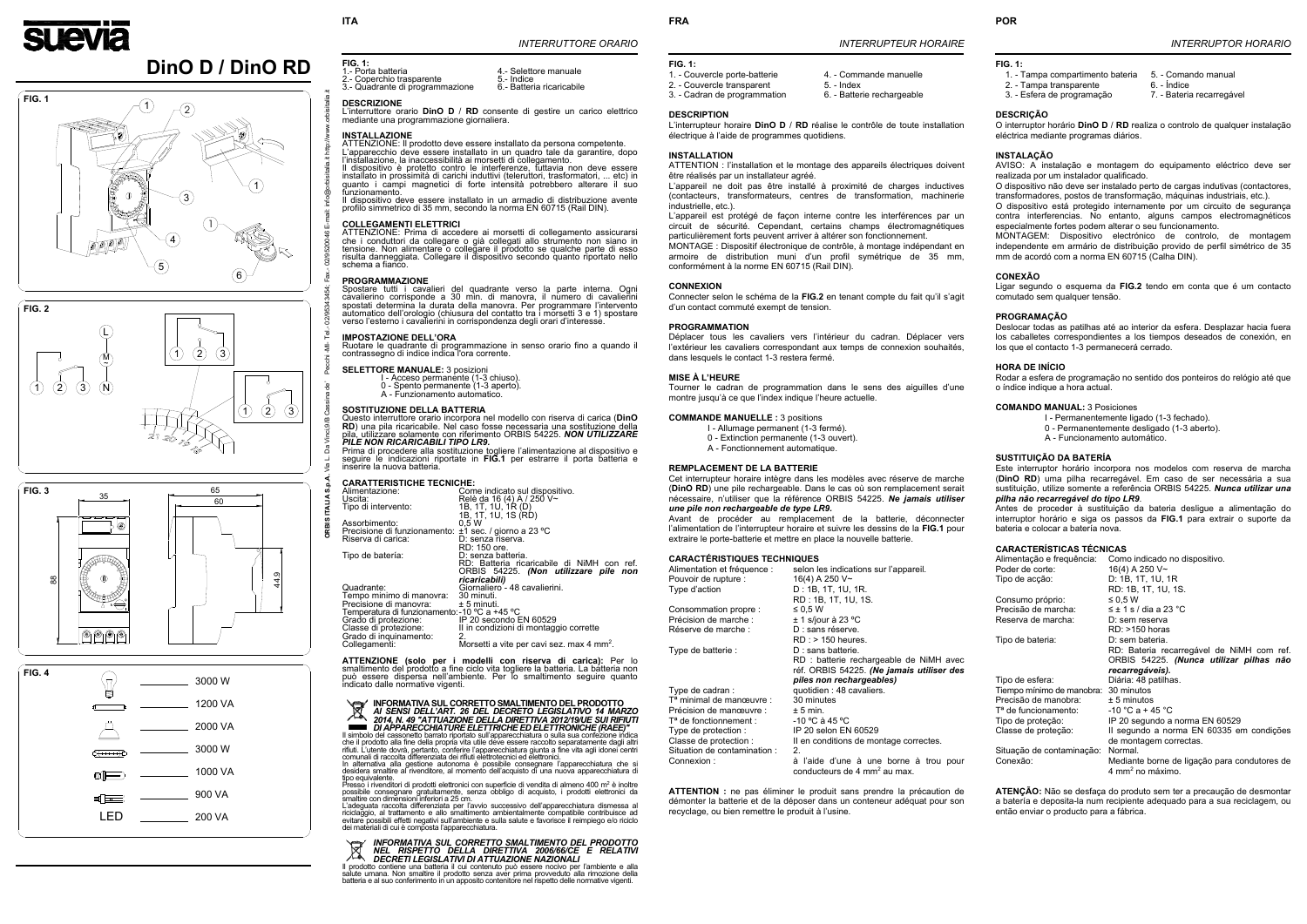# suevia

# DinO D / DinO RD

FIG. 1

FIG. 2

L
M
N
1 2 3

FIG. 3

35
65
60
88
44.9

FIG. 4

3000 W
1200 VA
2000 VA
3000 W
1000 VA
900 VA
LED 200 VA

## ITA

### INTERRUTTORE ORARIO

**FIG. 1:**
1.- Porta batteria
2.- Coperchio trasparente
3.- Quadrante di programmazione
4.- Selettore manuale
5.- Indice
6.- Batteria ricaricabile

**DESCRIZIONE**
L'interruttore orario **DinO D** / **RD** consente di gestire un carico elettrico mediante una programmazione giornaliera.

**INSTALLAZIONE**
ATTENZIONE: Il prodotto deve essere installato da persona competente.
L'apparecchio deve essere installato in un quadro tale da garantire, dopo l'installazione, la inaccessibilità ai morsetti di collegamento.
Il dispositivo è protetto contro le interferenze, tuttavia non deve essere installato in prossimità di carichi induttivi (teleruttori, trasformatori, ... etc) in quanto i campi magnetici di forte intensità potrebbero alterare il suo funzionamento.
Il dispositivo deve essere installato in un armadio di distribuzione avente profilo simmetrico di 35 mm, secondo la norma EN 60715 (Rail DIN).

**COLLEGAMENTI ELETTRICI**
ATTENZIONE: Prima di accedere ai morsetti di collegamento assicurarsi che i conduttori da collegare o già collegati allo strumento non siano in tensione. Non alimentare o collegare il prodotto se qualche parte di esso risulta danneggiata. Collegare il dispositivo secondo quanto riportato nello schema a fianco.

**PROGRAMMAZIONE**
Spostare tutti i cavalieri del quadrante verso la parte interna. Ogni cavalierino corrisponde a 30 min. di manovra, il numero di cavalierini spostati determina la durata della manovra. Per programmare l'intervento automatico dell'orologio (chiusura del contatto tra i morsetti 3 e 1) spostare verso l'esterno i cavalierini in corrispondenza degli orari d'interesse.

**IMPOSTAZIONE DELL'ORA**
Ruotare le quadrante di programmazione in senso orario fino a quando il contrassegno di indice indica l'ora corrente.

**SELETTORE MANUALE:** 3 posizioni
- I - Acceso permanente (1-3 chiuso).
- 0 - Spento permanente (1-3 aperto).
- A - Funzionamento automatico.

**SOSTITUZIONE DELLA BATTERIA**
Questo interruttore orario incorpora nel modello con riserva di carica (**DinO RD**) una pila ricaricabile. Nel caso fosse necessaria una sostituzione della pila, utilizzare solamente con riferimento ORBIS 54225. ***NON UTILIZZARE PILE NON RICARICABILI TIPO LR9.***
Prima di procedere alla sostituzione togliere l'alimentazione al dispositivo e seguire le indicazioni riportate in **FIG.1** per estrarre il porta batteria e inserire la nuova batteria.

**CARATTERISTICHE TECNICHE:**

| | |
|---|---|
| Alimentazione: | Come indicato sul dispositivo. |
| Uscita: | Relè da 16 (4) A / 250 V~ |
| Tipo di intervento: | 1B, 1T, 1U, 1R (D) 1B, 1T, 1U, 1S (RD) |
| Assorbimento: | 0,5 W |
| Precisione di funzionamento: | ±1 sec. / giorno a 23 ºC |
| Riserva di carica: | D: senza riserva. RD: 150 ore. |
| Tipo de batería: | D: senza batteria. RD: Batteria ricaricabile di NiMH con ref. ORBIS 54225. ***(Non utilizzare pile non ricaricabili)*** |
| Quadrante: | Giornaliero - 48 cavalierini. |
| Tempo minimo di manovra: | 30 minuti. |
| Precisione di manovra: | ± 5 minuti. |
| Temperatura di funzionamento: | -10 ºC a +45 ºC |
| Grado di protezione: | IP 20 secondo EN 60529 |
| Classe di protezione: | II in condizioni di montaggio corrette |
| Grado di inquinamento: | 2. |
| Collegamenti: | Morsetti a vite per cavi sez. max 4 mm². |

**ATTENZIONE (solo per i modelli con riserva di carica):** Per lo smaltimento del prodotto a fine ciclo vita togliere la batteria. La batteria non può essere dispersa nell'ambiente. Per lo smaltimento seguire quanto indicato dalle normative vigenti.

***INFORMATIVA SUL CORRETTO SMALTIMENTO DEL PRODOTTO AI SENSI DELL'ART. 26 DEL DECRETO LEGISLATIVO 14 MARZO 2014, N. 49 "ATTUAZIONE DELLA DIRETTIVA 2012/19/UE SUI RIFIUTI DI APPARECCHIATURE ELETTRICHE ED ELETTRONICHE (RAEE)"***
Il simbolo del cassonetto barrato riportato sull'apparecchiatura o sulla sua confezione indica che il prodotto alla fine della propria vita utile deve essere raccolto separatamente dagli altri rifiuti. L'utente dovrà, pertanto, conferire l'apparecchiatura giunta a fine vita agli idonei centri comunali di raccolta differenziata dei rifiuti elettrotecnici ed elettronici.
In alternativa alla gestione autonoma è possibile consegnare l'apparecchiatura che si desidera smaltire al rivenditore, al momento dell'acquisto di una nuova apparecchiatura di tipo equivalente.
Presso i rivenditori di prodotti elettronici con superficie di vendita di almeno 400 m² è inoltre possibile consegnare gratuitamente, senza obbligo di acquisto, i prodotti elettronici da smaltire con dimensioni inferiori a 25 cm.
L'adeguata raccolta differenziata per l'avvio successivo dell'apparecchiatura dismessa al riciclaggio, al trattamento e allo smaltimento ambientalmente compatibile contribuisce ad evitare possibili effetti negativi sull'ambiente e sulla salute e favorisce il reimpiego e/o riciclo dei materiali di cui è composta l'apparecchiatura.

***INFORMATIVA SUL CORRETTO SMALTIMENTO DEL PRODOTTO NEL RISPETTO DELLA DIRETTIVA 2006/66/CE E RELATIVI DECRETI LEGISLATIVI DI ATTUAZIONE NAZIONALI***
Il prodotto contiene una batteria il cui contenuto può essere nocivo per l'ambiente e alla salute umana. Non smaltire il prodotto senza aver prima provveduto alla rimozione della batteria e al suo conferimento in un apposito contenitore nel rispetto delle normative vigenti.

ORBIS ITALIA S.p.A. Via L. Da Vinci,9/B Cassina de' Pecchi -MI- Tel.: 02/95343454; Fax.: 02/95300046 E-mail: info@orbisitalia.it http://www.orbisitalia.it

## FRA

### INTERRUPTEUR HORAIRE

**FIG. 1:**
1. - Couvercle porte-batteries
2. - Couvercle transparent
3. - Cadran de programmation
4. - Commande manuelle
5. - Index
6. - Batterie rechargeable

**DESCRIPTION**
L'interrupteur horaire **DinO D** / **RD** réalise le contrôle de toute installation électrique à l'aide de programmes quotidiens.

**INSTALLATION**
ATTENTION : l'installation et le montage des appareils électriques doivent être réalisés par un installateur agréé.
L'appareil ne doit pas être installé à proximité de charges inductives (contacteurs, transformateurs, centres de transformation, machinerie industrielle, etc.).
L'appareil est protégé de façon interne contre les interférences par un circuit de sécurité. Cependant, certains champs électromagnétiques particulièrement forts peuvent arriver à altérer son fonctionnement.
MONTAGE : Dispositif électronique de contrôle, à montage indépendant en armoire de distribution muni d'un profil symétrique de 35 mm, conformément à la norme EN 60715 (Rail DIN).

**CONNEXION**
Connecter selon le schéma de la **FIG.2** en tenant compte du fait qu'il s'agit d'un contact commuté exempt de tension.

**PROGRAMMATION**
Déplacer tous les cavaliers vers l'intérieur du cadran. Déplacer vers l'extérieur les cavaliers correspondant aux temps de connexion souhaités, dans lesquels le contact 1-3 restera fermé.

**MISE À L'HEURE**
Tourner le cadran de programmation dans le sens des aiguilles d'une montre jusqu'à ce que l'index indique l'heure actuelle.

**COMMANDE MANUELLE :** 3 positions
- I - Allumage permanent (1-3 fermé).
- 0 - Extinction permanente (1-3 ouvert).
- A - Fonctionnement automatique.

**REMPLACEMENT DE LA BATTERIE**
Cet interrupteur horaire intègre dans les modèles avec réserve de marche (**DinO RD**) une pile rechargeable. Dans le cas où son remplacement serait nécessaire, n'utiliser que la référence ORBIS 54225. ***Ne jamais utiliser une pile non rechargeable de type LR9.***
Avant de procéder au remplacement de la batterie, déconnecter l'alimentation de l'interrupteur horaire et suivre les dessins de la **FIG.1** pour extraire le porte-batterie et mettre en place la nouvelle batterie.

**CARACTÉRISTIQUES TECHNIQUES**

| | |
|---|---|
| Alimentation et fréquence : | selon les indications sur l'appareil. |
| Pouvoir de rupture : | 16(4) A 250 V~ |
| Type d'action | D : 1B, 1T, 1U, 1R. RD : 1B, 1T, 1U, 1S. |
| Consommation propre : | ≤ 0,5 W |
| Précision de marche : | ± 1 s/jour à 23 ºC |
| Réserve de marche : | D : sans réserve. RD : > 150 heures. |
| Type de batterie : | D : sans batterie. RD : batterie rechargeable de NiMH avec réf. ORBIS 54225. ***(Ne jamais utiliser des piles non rechargeables)*** |
| Type de cadran : | quotidien : 48 cavaliers. |
| Tª minimal de manœuvre : | 30 minutes |
| Précision de manœuvre : | ± 5 min. |
| Tª de fonctionnement : | -10 ºC à 45 ºC |
| Type de protection : | IP 20 selon EN 60529 |
| Classe de protection : | II en conditions de montage correctes. |
| Situation de contamination : | 2. |
| Connexion : | à l'aide d'une à une borne à trou pour conducteurs de 4 mm² au max. |

**ATTENTION :** ne pas éliminer le produit sans prendre la précaution de démonter la batterie et de la déposer dans un conteneur adéquat pour son recyclage, ou bien remettre le produit à l'usine.

## POR

### INTERRUPTOR HORARIO

**FIG. 1:**
1. - Tampa compartimento bateria
2. - Tampa transparente
3. - Esfera de programação
5. - Comando manual
6. - Índice
7. - Bateria recarregável

**DESCRIÇÃO**
O interruptor horário **DinO D** / **RD** realiza o controlo de qualquer instalação eléctrica mediante programas diários.

**INSTALAÇÃO**
AVISO: A instalação e montagem do equipamento eléctrico deve ser realizada por um instalador qualificado.
O dispositivo não deve ser instalado perto de cargas indutivas (contactores, transformadores, postos de transformação, máquinas industriais, etc.).
O dispositivo está protegido internamente por um circuito de segurança contra interferencias. No entanto, alguns campos electromagnéticos especialmente fortes podem alterar o seu funcionamento.
MONTAGEM: Dispositivo electrónico de controlo, de montagem independente em armário de distribuição provido de perfil simétrico de 35 mm de acordó com a norma EN 60715 (Calha DIN).

**CONEXÃO**
Ligar segundo o esquema da **FIG.2** tendo em conta que é um contacto comutado sem qualquer tensão.

**PROGRAMAÇÃO**
Deslocar todas as patilhas até ao interior da esfera. Desplazar hacia fuera los caballetes correspondientes a los tiempos deseados de conexión, en los que el contacto 1-3 permanecerá cerrado.

**HORA DE INÍCIO**
Rodar a esfera de programação no sentido dos ponteiros do relógio até que o índice indique a hora actual.

**COMANDO MANUAL:** 3 Posiciones
- I - Permanentemente ligado (1-3 fechado).
- 0 - Permanentemente desligado (1-3 aberto).
- A - Funcionamento automático.

**SUSTITUIÇÃO DA BATERÍA**
Este interruptor horário incorpora nos modelos com reserva de marcha (**DinO RD**) uma pilha recarregável. Em caso de ser necessária a sua sustituição, utilize somente a referência ORBIS 54225. ***Nunca utilizar una pilha não recarregável do tipo LR9.***
Antes de proceder à sustituição da bateria desligue a alimentação do interruptor horário e siga os passos da **FIG.1** para extrair o suporte da bateria e colocar a batería nova.

**CARACTERÍSTICAS TÉCNICAS**

| | |
|---|---|
| Alimentação e frequência: | Como indicado no dispositivo. |
| Poder de corte: | 16(4) A 250 V~ |
| Tipo de acção: | D: 1B, 1T, 1U, 1R RD: 1B, 1T, 1U, 1S. |
| Consumo próprio: | ≤ 0,5 W |
| Precisão de marcha: | ≤ ± 1 s / dia a 23 °C |
| Reserva de marcha: | D: sem reserva RD: >150 horas |
| Tipo de bateria: | D: sem bateria. RD: Bateria recarregável de NiMH com ref. ORBIS 54225. ***(Nunca utilizar pilhas não recarregáveis).*** |
| Tipo de esfera: | Diária: 48 patilhas. |
| Tiempo mínimo de manobra: | 30 minutos |
| Precisão de manobra: | ± 5 minutos |
| Tª de funcionamento: | -10 °C a +45 °C |
| Tipo de proteção: | IP 20 segundo a norma EN 60529 |
| Classe de proteção: | II segundo a norma EN 60335 em condições de montagem correctas. |
| Situação de contaminação: | Normal. |
| Conexão: | Mediante borne de ligação para condutores de 4 mm² no máximo. |

**ATENÇÃO:** Não se desfaça do produto sem ter a precaução de desmontar a bateria e deposita-la num recipiente adequado para a sua reciclagem, ou então enviar o producto para a fábrica.